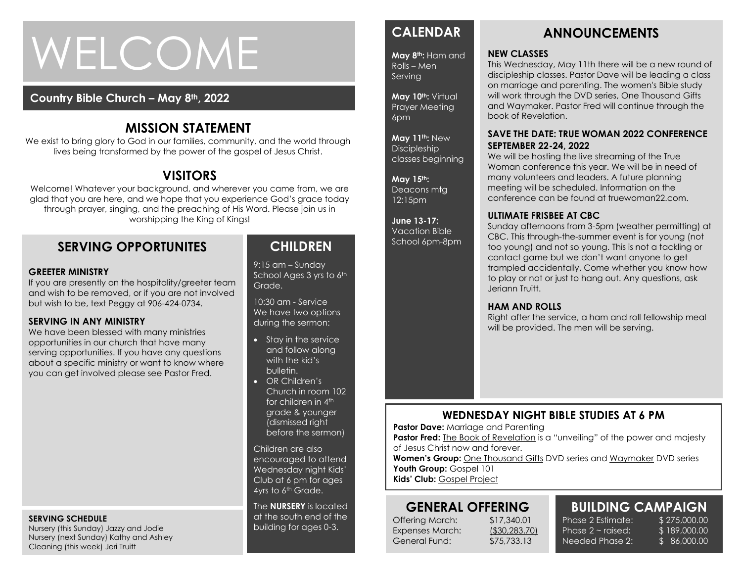# WELCOME

**Country Bible Church – May 8th, 2022**

## MISSION STATEMENT

We exist to bring glory to God in our families, community, and the world through lives being transformed by the power of the gospel of Jesus Christ.

## VISITORS

Welcome! Whatever your background, and wherever you came from, we are glad that you are here, and we hope that you experience God's grace today through prayer, singing, and the preaching of His Word. Please join us in worshipping the King of Kings!

## SERVING OPPORTUNITES

### GREETER MINISTRY

If you are presently on the hospitality/greeter team and wish to be removed, or if you are not involved but wish to be, text Peggy at 906-424-0734.

### SERVING IN ANY MINISTRY

We have been blessed with many ministries opportunities in our church that have many serving opportunities. If you have any questions about a specific ministry or want to know where you can get involved please see Pastor Fred.

### SERVING SCHEDULE

Nursery (this Sunday) Jazzy and Jodie
Nursery (next Sunday) Kathy and Ashley
Cleaning (this week) Jeri Truitt

## CHILDREN

9:15 am – Sunday School Ages 3 yrs to 6th Grade.

10:30 am - Service
We have two options during the sermon:

- Stay in the service and follow along with the kid's bulletin.
- OR Children's Church in room 102 for children in 4th grade & younger (dismissed right before the sermon)

Children are also encouraged to attend Wednesday night Kids' Club at 6 pm for ages 4yrs to 6th Grade.

The **NURSERY** is located at the south end of the building for ages 0-3.

## CALENDAR

**May 8th:** Ham and Rolls – Men Serving

**May 10th:** Virtual Prayer Meeting 6pm

**May 11th:** New Discipleship classes beginning

**May 15th:** Deacons mtg 12:15pm

**June 13-17:** Vacation Bible School 6pm-8pm

## ANNOUNCEMENTS

### NEW CLASSES

This Wednesday, May 11th there will be a new round of discipleship classes. Pastor Dave will be leading a class on marriage and parenting. The women's Bible study will work through the DVD series, One Thousand Gifts and Waymaker. Pastor Fred will continue through the book of Revelation.

### SAVE THE DATE: TRUE WOMAN 2022 CONFERENCE SEPTEMBER 22-24, 2022

We will be hosting the live streaming of the True Woman conference this year. We will be in need of many volunteers and leaders. A future planning meeting will be scheduled. Information on the conference can be found at truewoman22.com.

### ULTIMATE FRISBEE AT CBC

Sunday afternoons from 3-5pm (weather permitting) at CBC. This through-the-summer event is for young (not too young) and not so young. This is not a tackling or contact game but we don't want anyone to get trampled accidentally. Come whether you know how to play or not or just to hang out. Any questions, ask Jeriann Truitt.

### HAM AND ROLLS

Right after the service, a ham and roll fellowship meal will be provided. The men will be serving.

## WEDNESDAY NIGHT BIBLE STUDIES AT 6 PM

**Pastor Dave:** Marriage and Parenting
**Pastor Fred:** The Book of Revelation is a "unveiling" of the power and majesty of Jesus Christ now and forever.
**Women's Group:** One Thousand Gifts DVD series and Waymaker DVD series
**Youth Group:** Gospel 101
**Kids' Club:** Gospel Project

## GENERAL OFFERING

| | |
|---|---|
| Offering March: | $17,340.01 |
| Expenses March: | ($30,283.70) |
| General Fund: | $75,733.13 |

## BUILDING CAMPAIGN

| | |
|---|---|
| Phase 2 Estimate: | $ 275,000.00 |
| Phase 2 ~ raised: | $ 189,000.00 |
| Needed Phase 2: | $ 86,000.00 |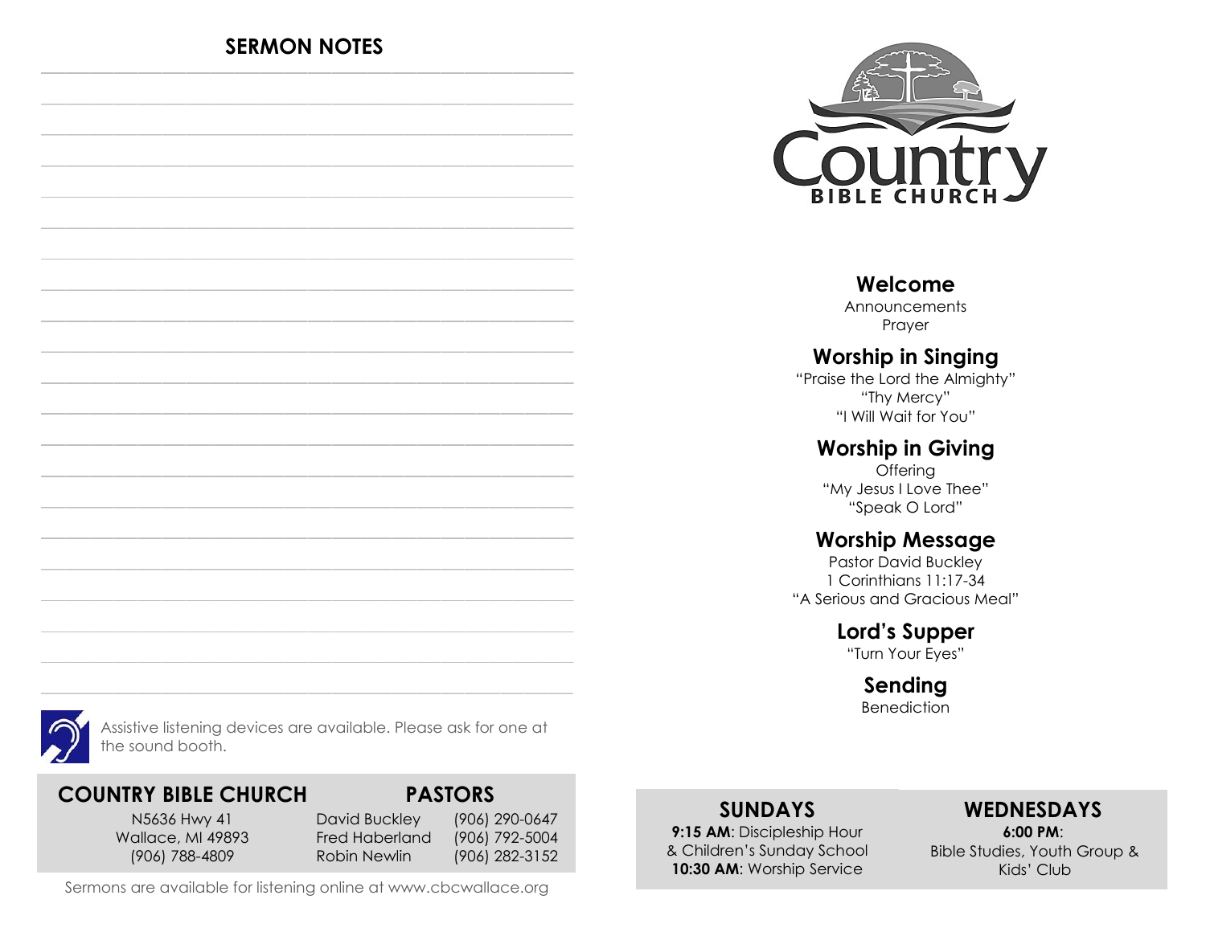## SERMON NOTES

Assistive listening devices are available. Please ask for one at the sound booth.

### COUNTRY BIBLE CHURCH

N5636 Hwy 41
Wallace, MI 49893
(906) 788-4809

### PASTORS

| | |
|---|---|
| David Buckley | (906) 290-0647 |
| Fred Haberland | (906) 792-5004 |
| Robin Newlin | (906) 282-3152 |

Sermons are available for listening online at www.cbcwallace.org

Country
BIBLE CHURCH

## Welcome

Announcements
Prayer

## Worship in Singing

"Praise the Lord the Almighty"
"Thy Mercy"
"I Will Wait for You"

## Worship in Giving

Offering
"My Jesus I Love Thee"
"Speak O Lord"

## Worship Message

Pastor David Buckley
1 Corinthians 11:17-34
"A Serious and Gracious Meal"

## Lord's Supper

"Turn Your Eyes"

## Sending

Benediction

### SUNDAYS

**9:15 AM**: Discipleship Hour & Children's Sunday School
**10:30 AM**: Worship Service

### WEDNESDAYS

**6:00 PM**:
Bible Studies, Youth Group & Kids' Club